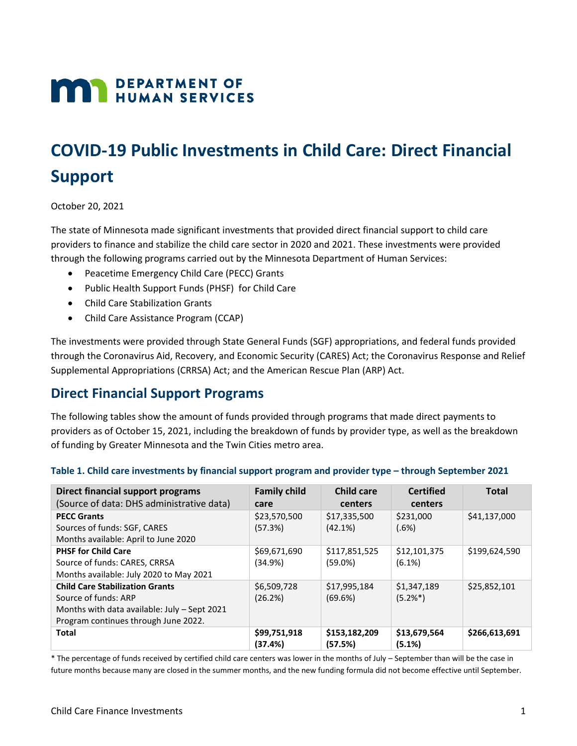DEPARTMENT OF HUMAN SERVICES

# COVID-19 Public Investments in Child Care: Direct Financial Support

October 20, 2021

The state of Minnesota made significant investments that provided direct financial support to child care providers to finance and stabilize the child care sector in 2020 and 2021. These investments were provided through the following programs carried out by the Minnesota Department of Human Services:

- Peacetime Emergency Child Care (PECC) Grants
- Public Health Support Funds (PHSF) for Child Care
- Child Care Stabilization Grants
- Child Care Assistance Program (CCAP)

The investments were provided through State General Funds (SGF) appropriations, and federal funds provided through the Coronavirus Aid, Recovery, and Economic Security (CARES) Act; the Coronavirus Response and Relief Supplemental Appropriations (CRRSA) Act; and the American Rescue Plan (ARP) Act.

## Direct Financial Support Programs

The following tables show the amount of funds provided through programs that made direct payments to providers as of October 15, 2021, including the breakdown of funds by provider type, as well as the breakdown of funding by Greater Minnesota and the Twin Cities metro area.

### Table 1. Child care investments by financial support program and provider type – through September 2021

| **Direct financial support programs** (Source of data: DHS administrative data) | **Family child care** | **Child care centers** | **Certified centers** | **Total** |
|---|---|---|---|---|
| **PECC Grants**<br>Sources of funds: SGF, CARES<br>Months available: April to June 2020 | $23,570,500 (57.3%) | $17,335,500 (42.1%) | $231,000 (.6%) | $41,137,000 |
| **PHSF for Child Care**<br>Source of funds: CARES, CRRSA<br>Months available: July 2020 to May 2021 | $69,671,690 (34.9%) | $117,851,525 (59.0%) | $12,101,375 (6.1%) | $199,624,590 |
| **Child Care Stabilization Grants**<br>Source of funds: ARP<br>Months with data available: July – Sept 2021<br>Program continues through June 2022. | $6,509,728 (26.2%) | $17,995,184 (69.6%) | $1,347,189 (5.2%*) | $25,852,101 |
| **Total** | **$99,751,918 (37.4%)** | **$153,182,209 (57.5%)** | **$13,679,564 (5.1%)** | **$266,613,691** |

* The percentage of funds received by certified child care centers was lower in the months of July – September than will be the case in future months because many are closed in the summer months, and the new funding formula did not become effective until September.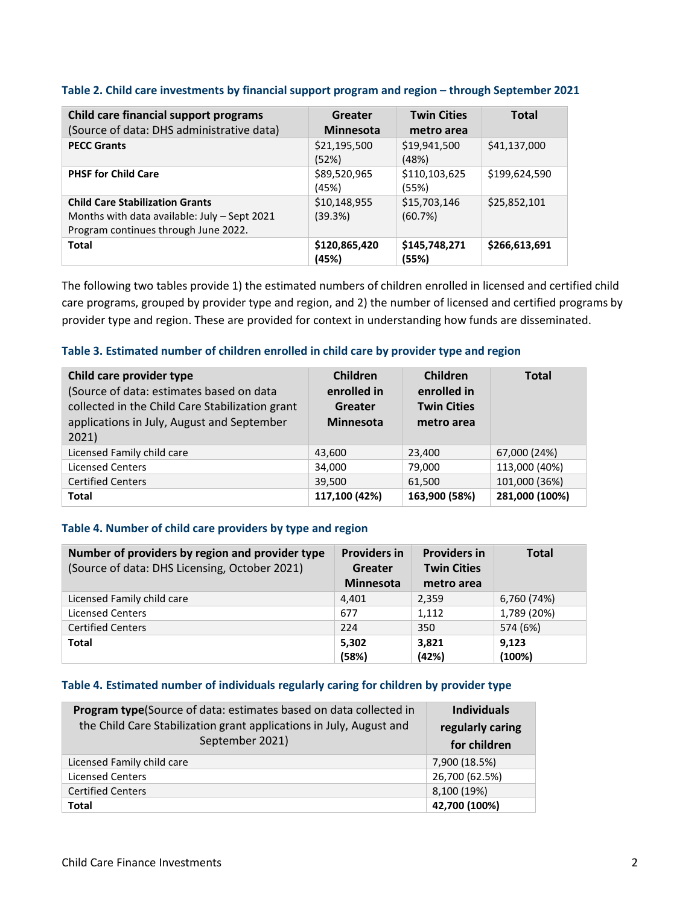### Table 2. Child care investments by financial support program and region – through September 2021

| Child care financial support programs (Source of data: DHS administrative data) | Greater Minnesota | Twin Cities metro area | Total |
|---|---|---|---|
| **PECC Grants** | $21,195,500 (52%) | $19,941,500 (48%) | $41,137,000 |
| **PHSF for Child Care** | $89,520,965 (45%) | $110,103,625 (55%) | $199,624,590 |
| **Child Care Stabilization Grants** Months with data available: July – Sept 2021 Program continues through June 2022. | $10,148,955 (39.3%) | $15,703,146 (60.7%) | $25,852,101 |
| **Total** | **$120,865,420 (45%)** | **$145,748,271 (55%)** | **$266,613,691** |

The following two tables provide 1) the estimated numbers of children enrolled in licensed and certified child care programs, grouped by provider type and region, and 2) the number of licensed and certified programs by provider type and region. These are provided for context in understanding how funds are disseminated.

### Table 3. Estimated number of children enrolled in child care by provider type and region

| Child care provider type (Source of data: estimates based on data collected in the Child Care Stabilization grant applications in July, August and September 2021) | Children enrolled in Greater Minnesota | Children enrolled in Twin Cities metro area | Total |
|---|---|---|---|
| Licensed Family child care | 43,600 | 23,400 | 67,000 (24%) |
| Licensed Centers | 34,000 | 79,000 | 113,000 (40%) |
| Certified Centers | 39,500 | 61,500 | 101,000 (36%) |
| **Total** | **117,100 (42%)** | **163,900 (58%)** | **281,000 (100%)** |

### Table 4. Number of child care providers by type and region

| Number of providers by region and provider type (Source of data: DHS Licensing, October 2021) | Providers in Greater Minnesota | Providers in Twin Cities metro area | Total |
|---|---|---|---|
| Licensed Family child care | 4,401 | 2,359 | 6,760 (74%) |
| Licensed Centers | 677 | 1,112 | 1,789 (20%) |
| Certified Centers | 224 | 350 | 574 (6%) |
| **Total** | **5,302 (58%)** | **3,821 (42%)** | **9,123 (100%)** |

### Table 4. Estimated number of individuals regularly caring for children by provider type

| **Program type**(Source of data: estimates based on data collected in the Child Care Stabilization grant applications in July, August and September 2021) | Individuals regularly caring for children |
|---|---|
| Licensed Family child care | 7,900 (18.5%) |
| Licensed Centers | 26,700 (62.5%) |
| Certified Centers | 8,100 (19%) |
| **Total** | **42,700 (100%)** |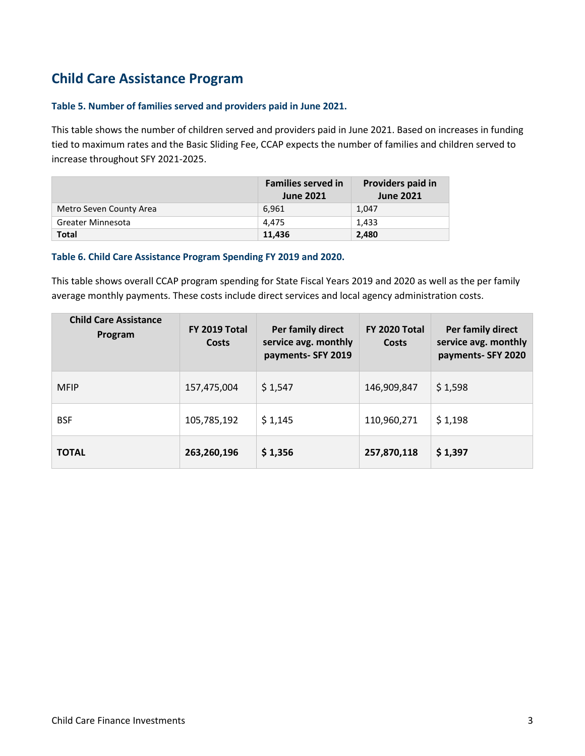## Child Care Assistance Program

### Table 5. Number of families served and providers paid in June 2021.

This table shows the number of children served and providers paid in June 2021. Based on increases in funding tied to maximum rates and the Basic Sliding Fee, CCAP expects the number of families and children served to increase throughout SFY 2021-2025.

| | Families served in June 2021 | Providers paid in June 2021 |
|---|---|---|
| Metro Seven County Area | 6,961 | 1,047 |
| Greater Minnesota | 4,475 | 1,433 |
| **Total** | **11,436** | **2,480** |

### Table 6. Child Care Assistance Program Spending FY 2019 and 2020.

This table shows overall CCAP program spending for State Fiscal Years 2019 and 2020 as well as the per family average monthly payments. These costs include direct services and local agency administration costs.

| Child Care Assistance Program | FY 2019 Total Costs | Per family direct service avg. monthly payments- SFY 2019 | FY 2020 Total Costs | Per family direct service avg. monthly payments- SFY 2020 |
|---|---|---|---|---|
| MFIP | 157,475,004 | $ 1,547 | 146,909,847 | $ 1,598 |
| BSF | 105,785,192 | $ 1,145 | 110,960,271 | $ 1,198 |
| **TOTAL** | **263,260,196** | **$ 1,356** | **257,870,118** | **$ 1,397** |